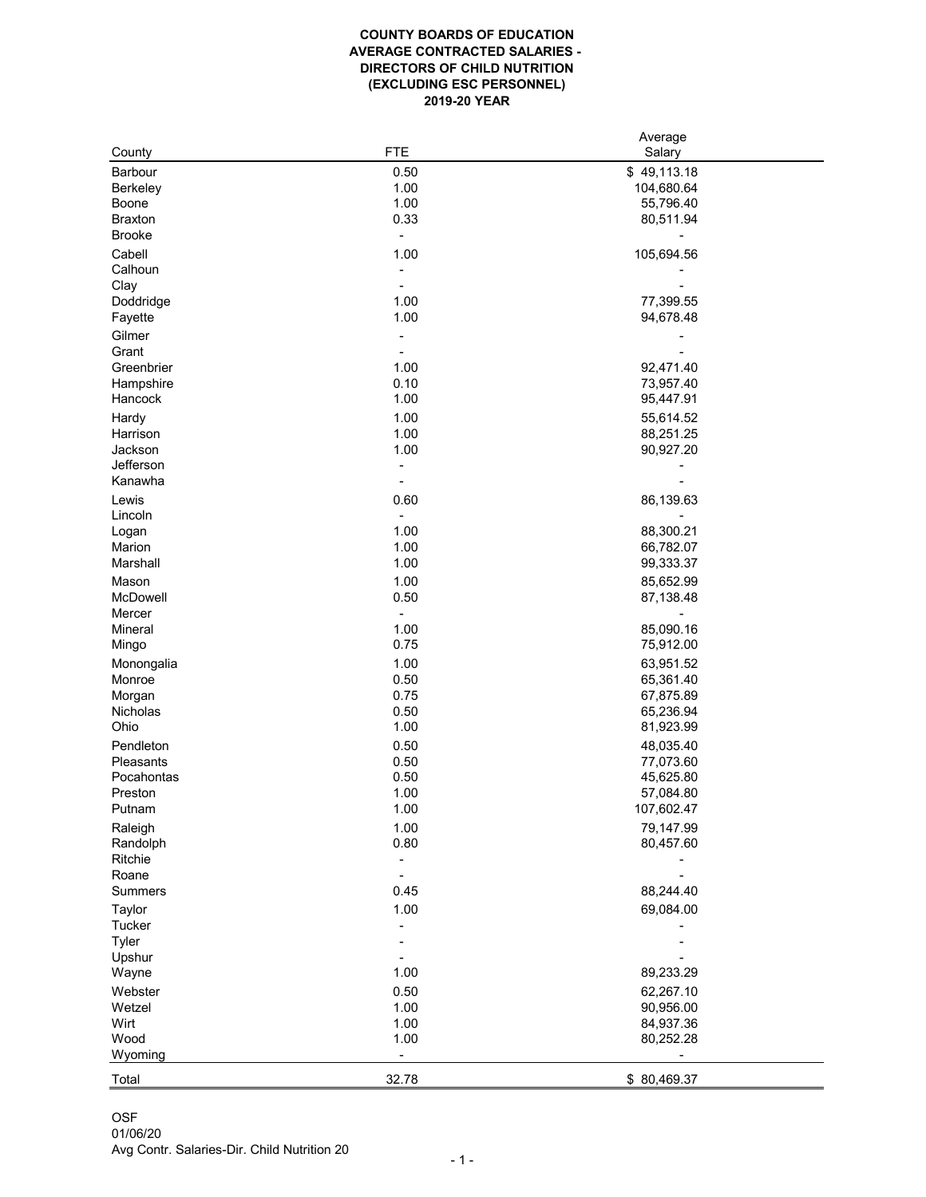**COUNTY BOARDS OF EDUCATION**
**AVERAGE CONTRACTED SALARIES -**
**DIRECTORS OF CHILD NUTRITION**
**(EXCLUDING ESC PERSONNEL)**
**2019-20 YEAR**

| County | FTE | Average Salary |
|---|---|---|
| Barbour | 0.50 | $ 49,113.18 |
| Berkeley | 1.00 | 104,680.64 |
| Boone | 1.00 | 55,796.40 |
| Braxton | 0.33 | 80,511.94 |
| Brooke | - | - |
| Cabell | 1.00 | 105,694.56 |
| Calhoun | - | - |
| Clay | - | - |
| Doddridge | 1.00 | 77,399.55 |
| Fayette | 1.00 | 94,678.48 |
| Gilmer | - | - |
| Grant | - | - |
| Greenbrier | 1.00 | 92,471.40 |
| Hampshire | 0.10 | 73,957.40 |
| Hancock | 1.00 | 95,447.91 |
| Hardy | 1.00 | 55,614.52 |
| Harrison | 1.00 | 88,251.25 |
| Jackson | 1.00 | 90,927.20 |
| Jefferson | - | - |
| Kanawha | - | - |
| Lewis | 0.60 | 86,139.63 |
| Lincoln | - | - |
| Logan | 1.00 | 88,300.21 |
| Marion | 1.00 | 66,782.07 |
| Marshall | 1.00 | 99,333.37 |
| Mason | 1.00 | 85,652.99 |
| McDowell | 0.50 | 87,138.48 |
| Mercer | - | - |
| Mineral | 1.00 | 85,090.16 |
| Mingo | 0.75 | 75,912.00 |
| Monongalia | 1.00 | 63,951.52 |
| Monroe | 0.50 | 65,361.40 |
| Morgan | 0.75 | 67,875.89 |
| Nicholas | 0.50 | 65,236.94 |
| Ohio | 1.00 | 81,923.99 |
| Pendleton | 0.50 | 48,035.40 |
| Pleasants | 0.50 | 77,073.60 |
| Pocahontas | 0.50 | 45,625.80 |
| Preston | 1.00 | 57,084.80 |
| Putnam | 1.00 | 107,602.47 |
| Raleigh | 1.00 | 79,147.99 |
| Randolph | 0.80 | 80,457.60 |
| Ritchie | - | - |
| Roane | - | - |
| Summers | 0.45 | 88,244.40 |
| Taylor | 1.00 | 69,084.00 |
| Tucker | - | - |
| Tyler | - | - |
| Upshur | - | - |
| Wayne | 1.00 | 89,233.29 |
| Webster | 0.50 | 62,267.10 |
| Wetzel | 1.00 | 90,956.00 |
| Wirt | 1.00 | 84,937.36 |
| Wood | 1.00 | 80,252.28 |
| Wyoming | - | - |
| Total | 32.78 | $ 80,469.37 |

OSF
01/06/20
Avg Contr. Salaries-Dir. Child Nutrition 20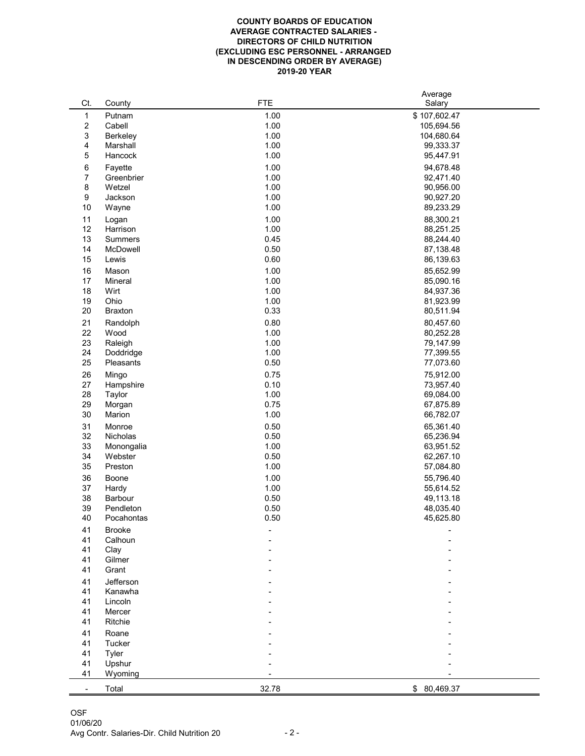**COUNTY BOARDS OF EDUCATION**
**AVERAGE CONTRACTED SALARIES -**
**DIRECTORS OF CHILD NUTRITION**
**(EXCLUDING ESC PERSONNEL - ARRANGED**
**IN DESCENDING ORDER BY AVERAGE)**
**2019-20 YEAR**

| Ct. | County | FTE | Average Salary |
|---|---|---|---|
| 1 | Putnam | 1.00 | $ 107,602.47 |
| 2 | Cabell | 1.00 | 105,694.56 |
| 3 | Berkeley | 1.00 | 104,680.64 |
| 4 | Marshall | 1.00 | 99,333.37 |
| 5 | Hancock | 1.00 | 95,447.91 |
| 6 | Fayette | 1.00 | 94,678.48 |
| 7 | Greenbrier | 1.00 | 92,471.40 |
| 8 | Wetzel | 1.00 | 90,956.00 |
| 9 | Jackson | 1.00 | 90,927.20 |
| 10 | Wayne | 1.00 | 89,233.29 |
| 11 | Logan | 1.00 | 88,300.21 |
| 12 | Harrison | 1.00 | 88,251.25 |
| 13 | Summers | 0.45 | 88,244.40 |
| 14 | McDowell | 0.50 | 87,138.48 |
| 15 | Lewis | 0.60 | 86,139.63 |
| 16 | Mason | 1.00 | 85,652.99 |
| 17 | Mineral | 1.00 | 85,090.16 |
| 18 | Wirt | 1.00 | 84,937.36 |
| 19 | Ohio | 1.00 | 81,923.99 |
| 20 | Braxton | 0.33 | 80,511.94 |
| 21 | Randolph | 0.80 | 80,457.60 |
| 22 | Wood | 1.00 | 80,252.28 |
| 23 | Raleigh | 1.00 | 79,147.99 |
| 24 | Doddridge | 1.00 | 77,399.55 |
| 25 | Pleasants | 0.50 | 77,073.60 |
| 26 | Mingo | 0.75 | 75,912.00 |
| 27 | Hampshire | 0.10 | 73,957.40 |
| 28 | Taylor | 1.00 | 69,084.00 |
| 29 | Morgan | 0.75 | 67,875.89 |
| 30 | Marion | 1.00 | 66,782.07 |
| 31 | Monroe | 0.50 | 65,361.40 |
| 32 | Nicholas | 0.50 | 65,236.94 |
| 33 | Monongalia | 1.00 | 63,951.52 |
| 34 | Webster | 0.50 | 62,267.10 |
| 35 | Preston | 1.00 | 57,084.80 |
| 36 | Boone | 1.00 | 55,796.40 |
| 37 | Hardy | 1.00 | 55,614.52 |
| 38 | Barbour | 0.50 | 49,113.18 |
| 39 | Pendleton | 0.50 | 48,035.40 |
| 40 | Pocahontas | 0.50 | 45,625.80 |
| 41 | Brooke | - | - |
| 41 | Calhoun | - | - |
| 41 | Clay | - | - |
| 41 | Gilmer | - | - |
| 41 | Grant | - | - |
| 41 | Jefferson | - | - |
| 41 | Kanawha | - | - |
| 41 | Lincoln | - | - |
| 41 | Mercer | - | - |
| 41 | Ritchie | - | - |
| 41 | Roane | - | - |
| 41 | Tucker | - | - |
| 41 | Tyler | - | - |
| 41 | Upshur | - | - |
| 41 | Wyoming | - | - |
| - | Total | 32.78 | $ 80,469.37 |

OSF
01/06/20
Avg Contr. Salaries-Dir. Child Nutrition 20